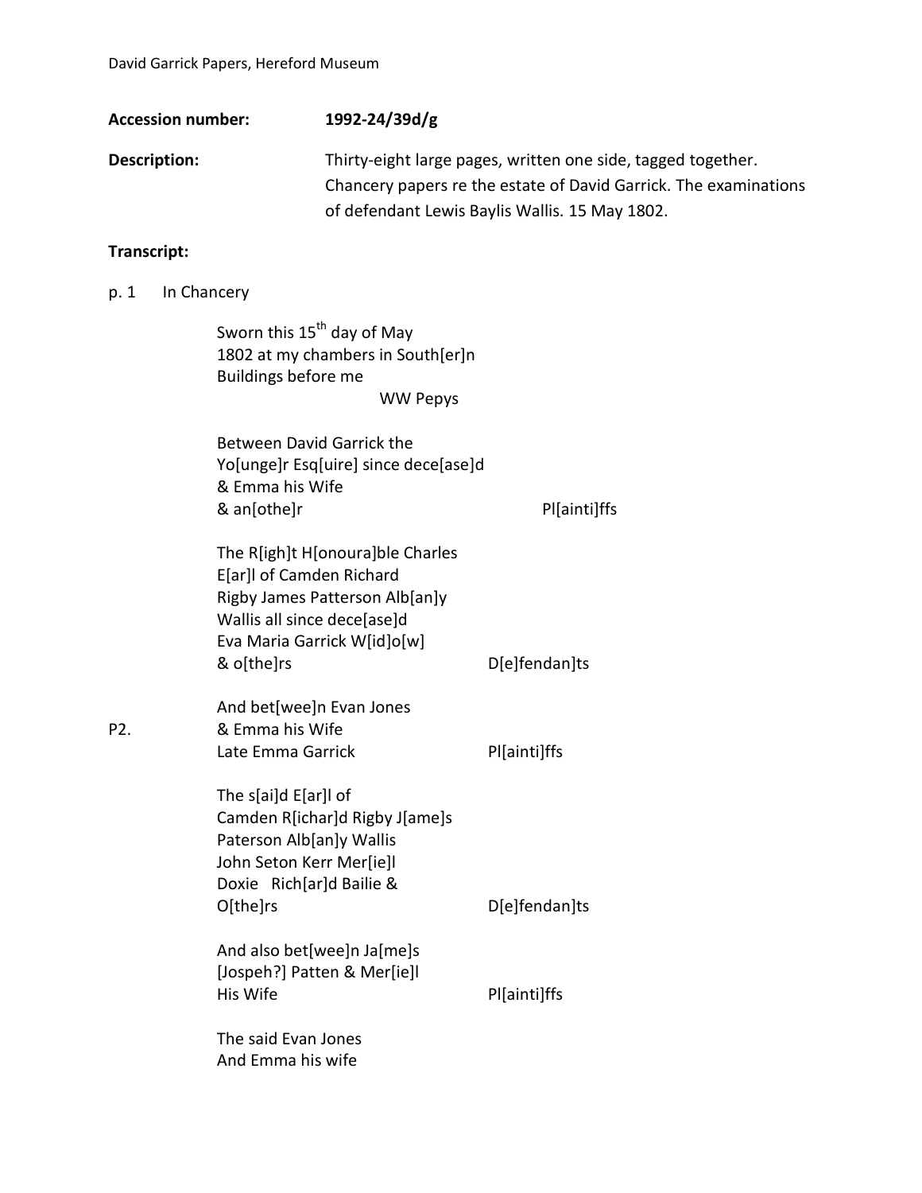David Garrick Papers, Hereford Museum

**Accession number:** **1992-24/39d/g**

**Description:** Thirty-eight large pages, written one side, tagged together. Chancery papers re the estate of David Garrick. The examinations of defendant Lewis Baylis Wallis. 15 May 1802.

**Transcript:**

p. 1 In Chancery

Sworn this 15th day of May
1802 at my chambers in South[er]n
Buildings before me
WW Pepys

Between David Garrick the
Yo[unge]r Esq[uire] since dece[ase]d
& Emma his Wife
& an[othe]r Pl[ainti]ffs

The R[igh]t H[onoura]ble Charles
E[ar]l of Camden Richard
Rigby James Patterson Alb[an]y
Wallis all since dece[ase]d
Eva Maria Garrick W[id]o[w]
& o[the]rs D[e]fendan]ts

And bet[wee]n Evan Jones
P2. & Emma his Wife
Late Emma Garrick Pl[ainti]ffs

The s[ai]d E[ar]l of
Camden R[ichar]d Rigby J[ame]s
Paterson Alb[an]y Wallis
John Seton Kerr Mer[ie]l
Doxie Rich[ar]d Bailie &
O[the]rs D[e]fendan]ts

And also bet[wee]n Ja[me]s
[Jospeh?] Patten & Mer[ie]l
His Wife Pl[ainti]ffs

The said Evan Jones
And Emma his wife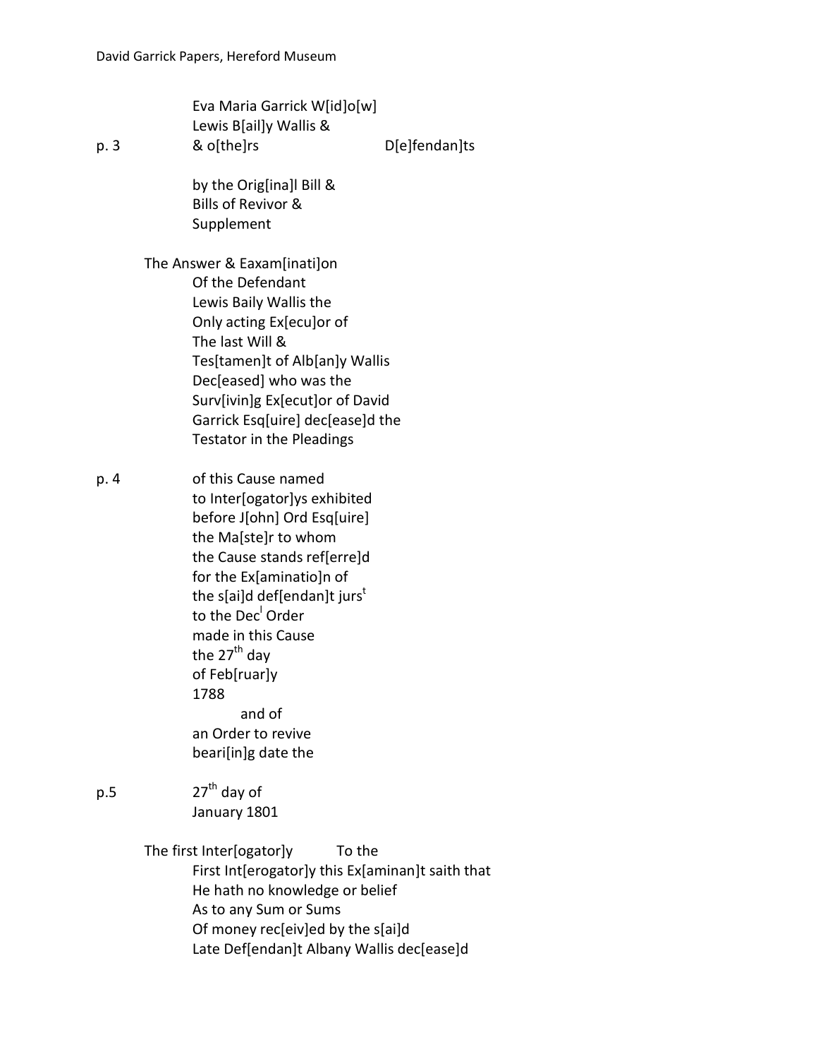Eva Maria Garrick W[id]o[w]
Lewis B[ail]y Wallis &
p. 3 & o[the]rs D[e]fendan]ts

by the Orig[ina]l Bill &
Bills of Revivor &
Supplement

The Answer & Eaxam[inati]on
Of the Defendant
Lewis Baily Wallis the
Only acting Ex[ecu]or of
The last Will &
Tes[tamen]t of Alb[an]y Wallis
Dec[eased] who was the
Surv[ivin]g Ex[ecut]or of David
Garrick Esq[uire] dec[ease]d the
Testator in the Pleadings

p. 4 of this Cause named
to Inter[ogator]ys exhibited
before J[ohn] Ord Esq[uire]
the Ma[ste]r to whom
the Cause stands ref[erre]d
for the Ex[aminatio]n of
the s[ai]d def[endan]t jurs[t]
to the Dec[l] Order
made in this Cause
the 27th day
of Feb[ruar]y
1788
and of
an Order to revive
beari[in]g date the

p.5 27th day of
January 1801

The first Inter[ogator]y To the
First Int[erogator]y this Ex[aminan]t saith that
He hath no knowledge or belief
As to any Sum or Sums
Of money rec[eiv]ed by the s[ai]d
Late Def[endan]t Albany Wallis dec[ease]d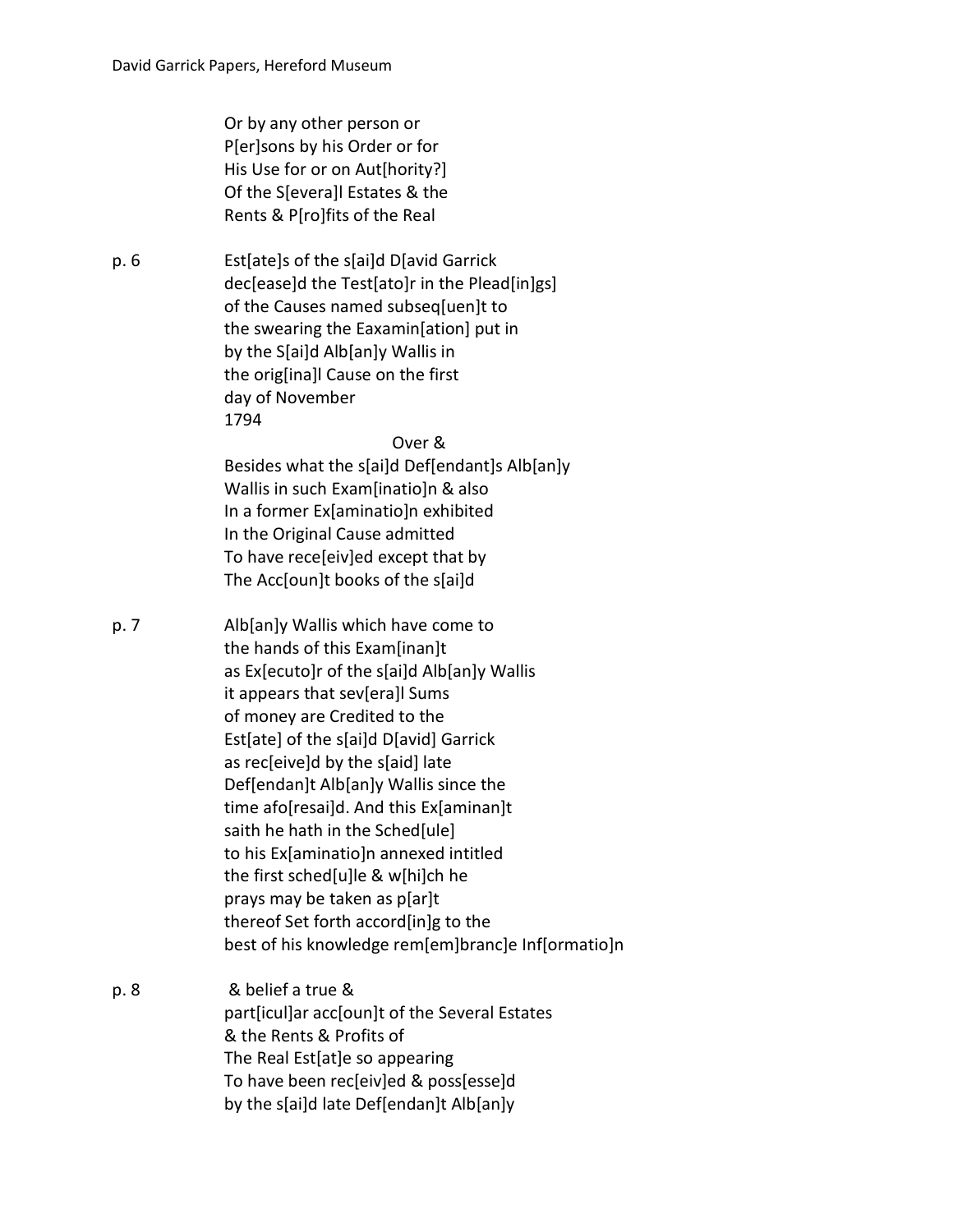Or by any other person or
P[er]sons by his Order or for
His Use for or on Aut[hority?]
Of the S[evera]l Estates & the
Rents & P[ro]fits of the Real

p. 6 Est[ate]s of the s[ai]d D[avid Garrick
dec[ease]d the Test[ato]r in the Plead[in]gs]
of the Causes named subseq[uen]t to
the swearing the Eaxamin[ation] put in
by the S[ai]d Alb[an]y Wallis in
the orig[ina]l Cause on the first
day of November
1794

Over &
Besides what the s[ai]d Def[endant]s Alb[an]y
Wallis in such Exam[inatio]n & also
In a former Ex[aminatio]n exhibited
In the Original Cause admitted
To have rece[eiv]ed except that by
The Acc[oun]t books of the s[ai]d

p. 7 Alb[an]y Wallis which have come to
the hands of this Exam[inan]t
as Ex[ecuto]r of the s[ai]d Alb[an]y Wallis
it appears that sev[era]l Sums
of money are Credited to the
Est[ate] of the s[ai]d D[avid] Garrick
as rec[eive]d by the s[aid] late
Def[endan]t Alb[an]y Wallis since the
time afo[resai]d. And this Ex[aminan]t
saith he hath in the Sched[ule]
to his Ex[aminatio]n annexed intitled
the first sched[u]le & w[hi]ch he
prays may be taken as p[ar]t
thereof Set forth accord[in]g to the
best of his knowledge rem[em]branc]e Inf[ormatio]n

p. 8 & belief a true &
part[icul]ar acc[oun]t of the Several Estates
& the Rents & Profits of
The Real Est[at]e so appearing
To have been rec[eiv]ed & poss[esse]d
by the s[ai]d late Def[endan]t Alb[an]y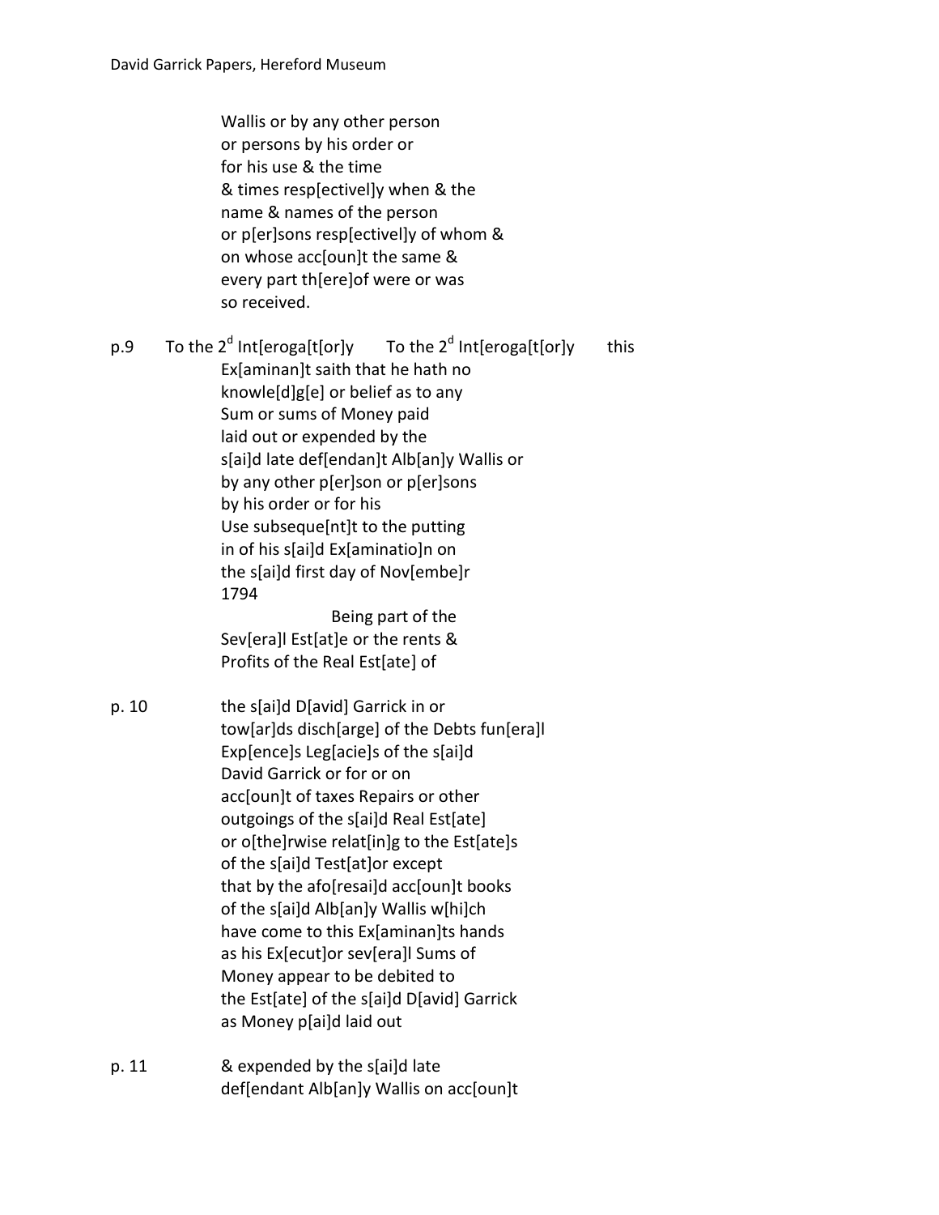Wallis or by any other person
or persons by his order or
for his use & the time
& times resp[ectivel]y when & the
name & names of the person
or p[er]sons resp[ectivel]y of whom &
on whose acc[oun]t the same &
every part th[ere]of were or was
so received.

p.9 To the 2[d] Int[eroga[t[or]y To the 2[d] Int[eroga[t[or]y this
Ex[aminan]t saith that he hath no
knowle[d]g[e] or belief as to any
Sum or sums of Money paid
laid out or expended by the
s[ai]d late def[endan]t Alb[an]y Wallis or
by any other p[er]son or p[er]sons
by his order or for his
Use subseque[nt]t to the putting
in of his s[ai]d Ex[aminatio]n on
the s[ai]d first day of Nov[embe]r
1794

Being part of the
Sev[era]l Est[at]e or the rents &
Profits of the Real Est[ate] of

p. 10 the s[ai]d D[avid] Garrick in or
tow[ar]ds disch[arge] of the Debts fun[era]l
Exp[ence]s Leg[acie]s of the s[ai]d
David Garrick or for or on
acc[oun]t of taxes Repairs or other
outgoings of the s[ai]d Real Est[ate]
or o[the]rwise relat[in]g to the Est[ate]s
of the s[ai]d Test[at]or except
that by the afo[resai]d acc[oun]t books
of the s[ai]d Alb[an]y Wallis w[hi]ch
have come to this Ex[aminan]ts hands
as his Ex[ecut]or sev[era]l Sums of
Money appear to be debited to
the Est[ate] of the s[ai]d D[avid] Garrick
as Money p[ai]d laid out

p. 11 & expended by the s[ai]d late
def[endant Alb[an]y Wallis on acc[oun]t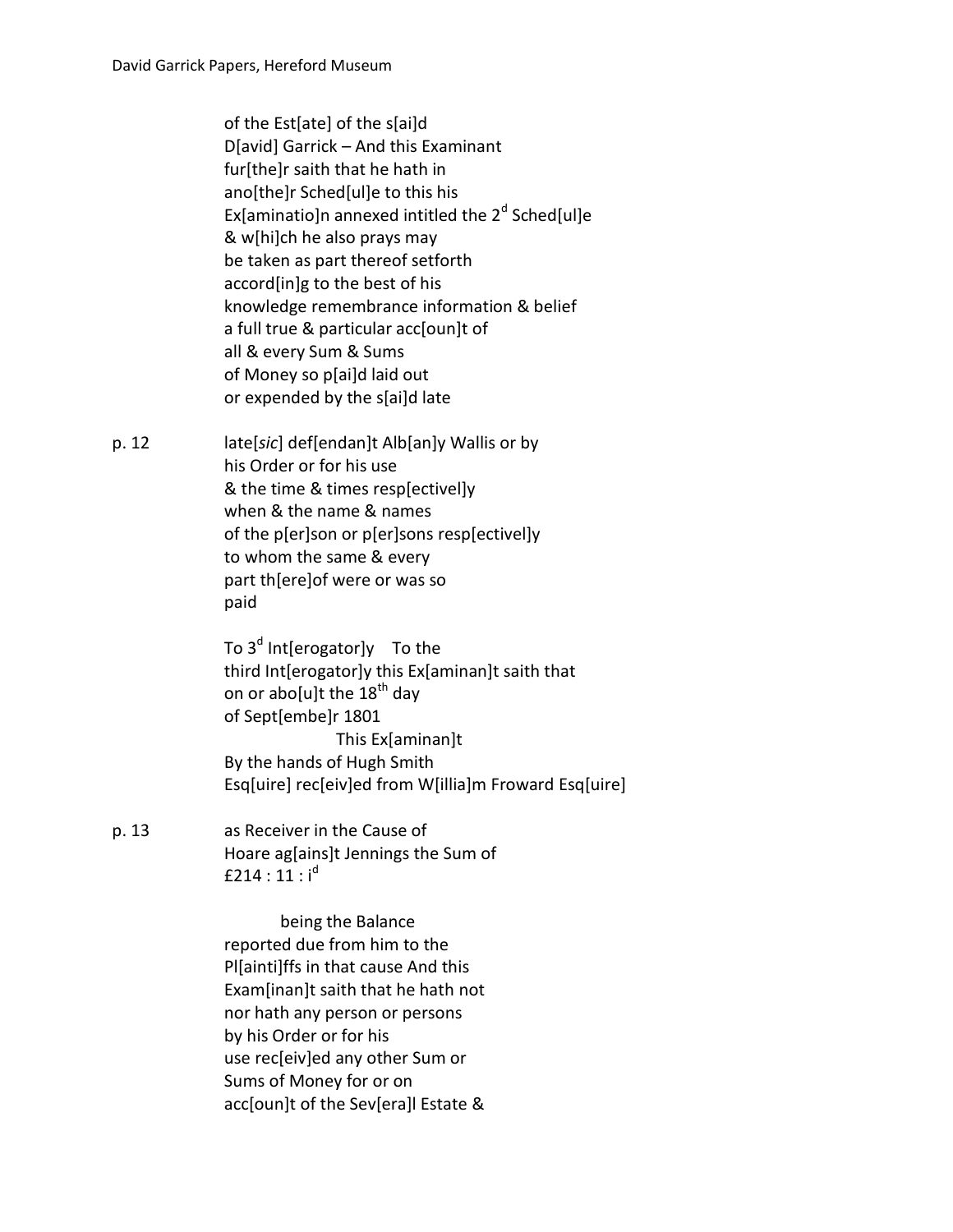of the Est[ate] of the s[ai]d
D[avid] Garrick – And this Examinant
fur[the]r saith that he hath in
ano[the]r Sched[ul]e to this his
Ex[aminatio]n annexed intitled the 2d Sched[ul]e
& w[hi]ch he also prays may
be taken as part thereof setforth
accord[in]g to the best of his
knowledge remembrance information & belief
a full true & particular acc[oun]t of
all & every Sum & Sums
of Money so p[ai]d laid out
or expended by the s[ai]d late

p. 12 late[*sic*] def[endan]t Alb[an]y Wallis or by
his Order or for his use
& the time & times resp[ectivel]y
when & the name & names
of the p[er]son or p[er]sons resp[ectivel]y
to whom the same & every
part th[ere]of were or was so
paid

To 3d Int[erogator]y To the
third Int[erogator]y this Ex[aminan]t saith that
on or abo[u]t the 18th day
of Sept[embe]r 1801
This Ex[aminan]t
By the hands of Hugh Smith
Esq[uire] rec[eiv]ed from W[illia]m Froward Esq[uire]

p. 13 as Receiver in the Cause of
Hoare ag[ains]t Jennings the Sum of
£214 : 11 : id

being the Balance
reported due from him to the
Pl[ainti]ffs in that cause And this
Exam[inan]t saith that he hath not
nor hath any person or persons
by his Order or for his
use rec[eiv]ed any other Sum or
Sums of Money for or on
acc[oun]t of the Sev[era]l Estate &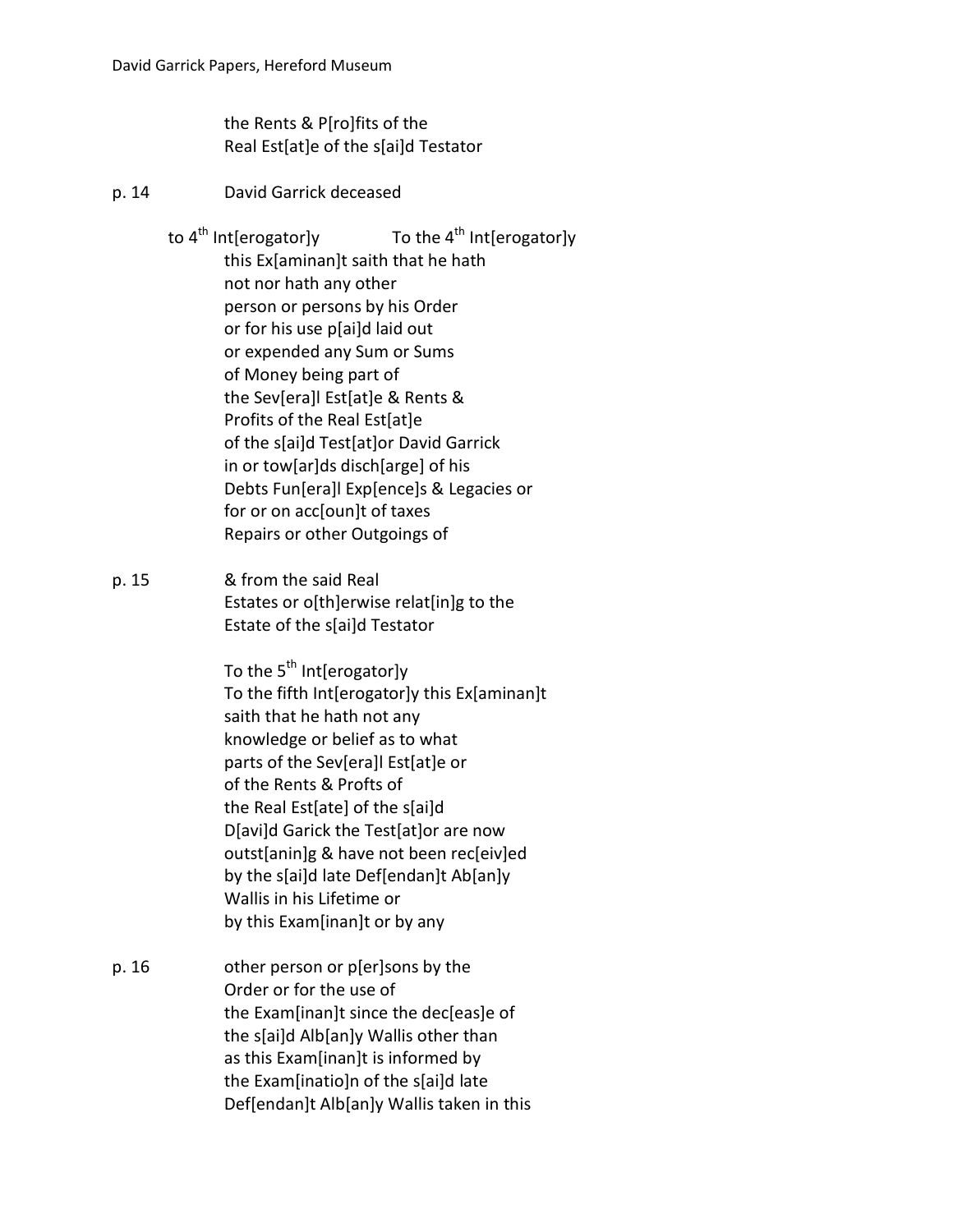the Rents & P[ro]fits of the
Real Est[at]e of the s[ai]d Testator

p. 14 David Garrick deceased

to 4th Int[erogator]y To the 4th Int[erogator]y
this Ex[aminan]t saith that he hath
not nor hath any other
person or persons by his Order
or for his use p[ai]d laid out
or expended any Sum or Sums
of Money being part of
the Sev[era]l Est[at]e & Rents &
Profits of the Real Est[at]e
of the s[ai]d Test[at]or David Garrick
in or tow[ar]ds disch[arge] of his
Debts Fun[era]l Exp[ence]s & Legacies or
for or on acc[oun]t of taxes
Repairs or other Outgoings of

p. 15 & from the said Real
Estates or o[th]erwise relat[in]g to the
Estate of the s[ai]d Testator

To the 5th Int[erogator]y
To the fifth Int[erogator]y this Ex[aminan]t
saith that he hath not any
knowledge or belief as to what
parts of the Sev[era]l Est[at]e or
of the Rents & Profts of
the Real Est[ate] of the s[ai]d
D[avi]d Garick the Test[at]or are now
outst[anin]g & have not been rec[eiv]ed
by the s[ai]d late Def[endan]t Ab[an]y
Wallis in his Lifetime or
by this Exam[inan]t or by any

p. 16 other person or p[er]sons by the
Order or for the use of
the Exam[inan]t since the dec[eas]e of
the s[ai]d Alb[an]y Wallis other than
as this Exam[inan]t is informed by
the Exam[inatio]n of the s[ai]d late
Def[endan]t Alb[an]y Wallis taken in this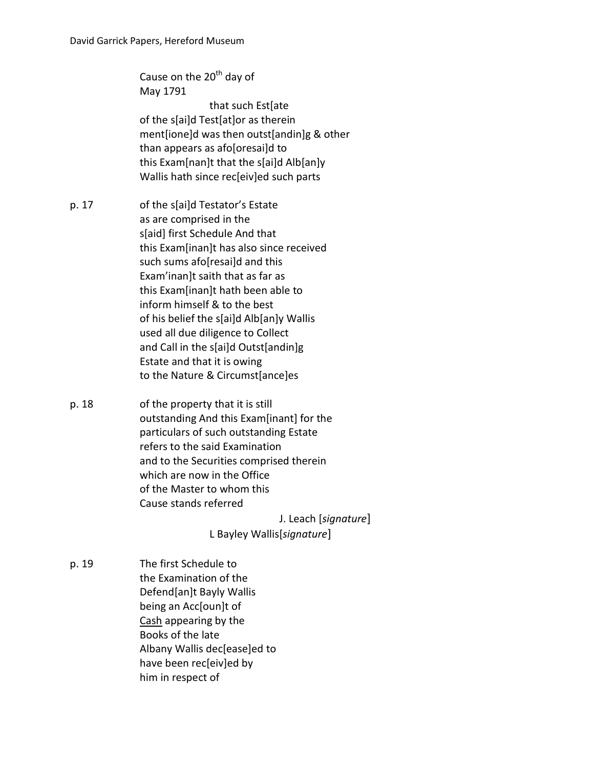Cause on the 20th day of
May 1791

that such Est[ate
of the s[ai]d Test[at]or as therein
ment[ione]d was then outst[andin]g & other
than appears as afo[oresai]d to
this Exam[nan]t that the s[ai]d Alb[an]y
Wallis hath since rec[eiv]ed such parts

p. 17 of the s[ai]d Testator's Estate
as are comprised in the
s[aid] first Schedule And that
this Exam[inan]t has also since received
such sums afo[resai]d and this
Exam'inan]t saith that as far as
this Exam[inan]t hath been able to
inform himself & to the best
of his belief the s[ai]d Alb[an]y Wallis
used all due diligence to Collect
and Call in the s[ai]d Outst[andin]g
Estate and that it is owing
to the Nature & Circumst[ance]es

p. 18 of the property that it is still
outstanding And this Exam[inant] for the
particulars of such outstanding Estate
refers to the said Examination
and to the Securities comprised therein
which are now in the Office
of the Master to whom this
Cause stands referred

J. Leach [*signature*]

L Bayley Wallis[*signature*]

p. 19 The first Schedule to
the Examination of the
Defend[an]t Bayly Wallis
being an Acc[oun]t of
<u>Cash</u> appearing by the
Books of the late
Albany Wallis dec[ease]ed to
have been rec[eiv]ed by
him in respect of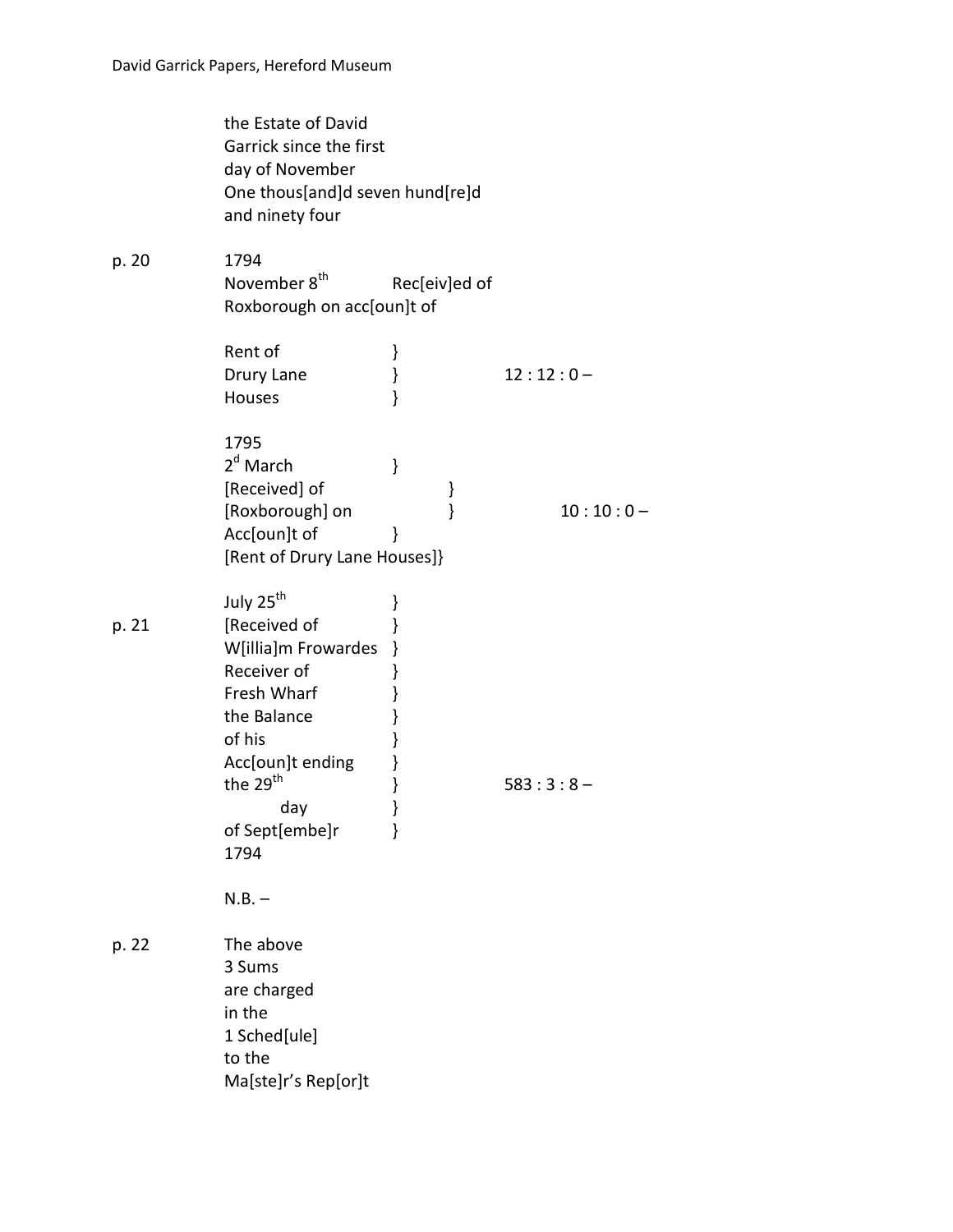the Estate of David
Garrick since the first
day of November
One thous[and]d seven hund[re]d
and ninety four

p. 20 1794

November 8th Rec[eiv]ed of
Roxborough on acc[oun]t of

| | | |
|---|---|---|
| Rent of Drury Lane Houses | } | 12 : 12 : 0 – |

1795

| | | |
|---|---|---|
| 2d March [Received] of [Roxborough] on Acc[oun]t of [Rent of Drury Lane Houses] | } | 10 : 10 : 0 – |

| | | | |
|---|---|---|---|
| | July 25th | } | |
| p. 21 | [Received of W[illia]m Frowardes Receiver of Fresh Wharf the Balance of his Acc[oun]t ending the 29th day of Sept[embe]r 1794 | } | 583 : 3 : 8 – |

N.B. –

p. 22 The above
3 Sums
are charged
in the
1 Sched[ule]
to the
Ma[ste]r's Rep[or]t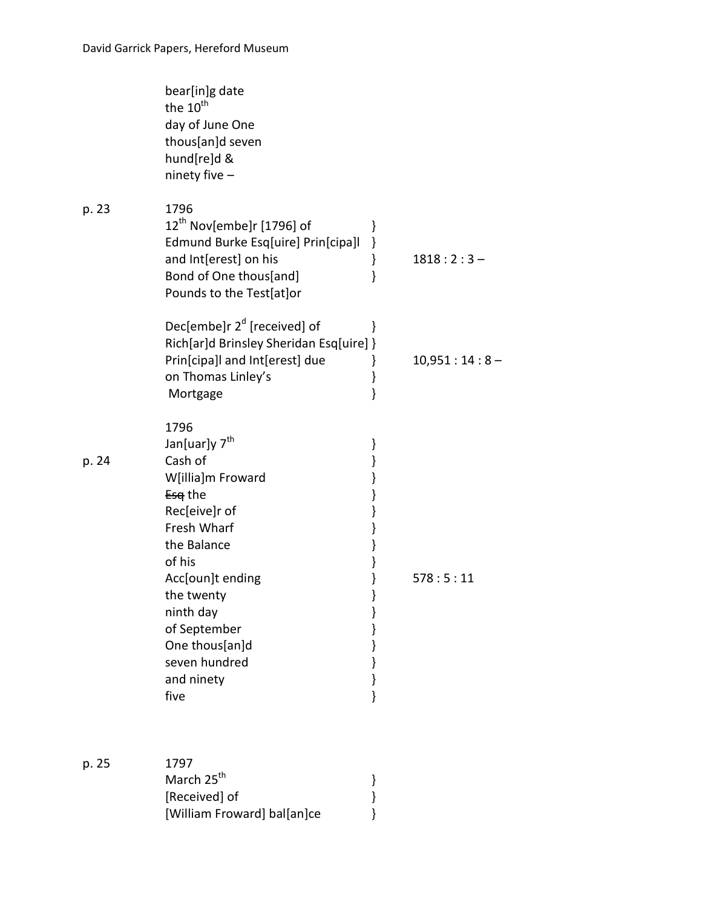| | | | |
|---|---|---|---|
| | bear[in]g date the 10th day of June One thous[an]d seven hund[re]d & ninety five – | | |
| p. 23 | 1796 | | |
| | 12th Nov[embe]r [1796] of Edmund Burke Esq[uire] Prin[cipa]l and Int[erest] on his Bond of One thous[and] Pounds to the Test[at]or | } | 1818 : 2 : 3 – |
| | Dec[embe]r 2d [received] of Rich[ar]d Brinsley Sheridan Esq[uire] Prin[cipa]l and Int[erest] due on Thomas Linley's Mortgage | } | 10,951 : 14 : 8 – |
| | 1796 | | |
| p. 24 | Jan[uar]y 7th Cash of W[illia]m Froward ~~Esq~~ the Rec[eive]r of Fresh Wharf the Balance of his Acc[oun]t ending the twenty ninth day of September One thous[an]d seven hundred and ninety five | } | 578 : 5 : 11 |
| p. 25 | 1797 | | |
| | March 25th [Received] of [William Froward] bal[an]ce | } | |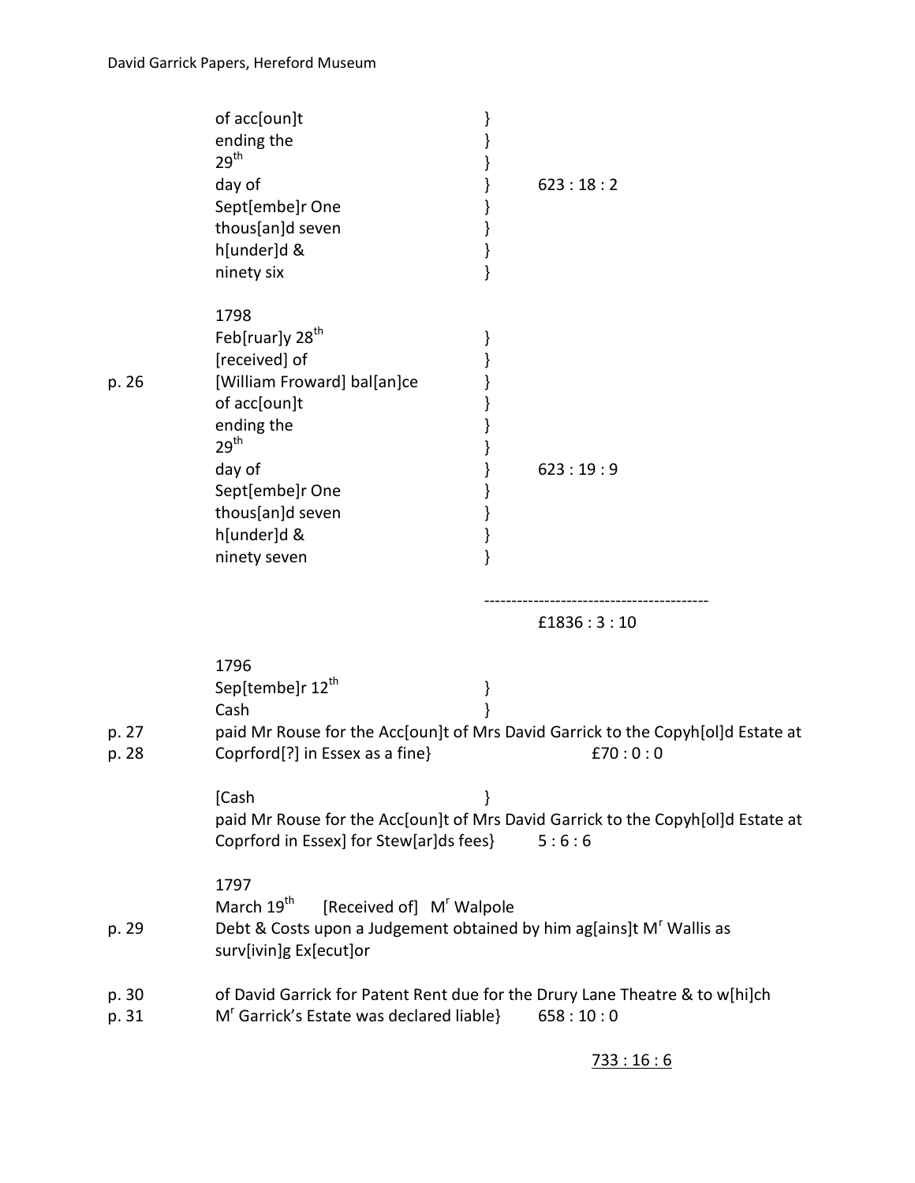| | | | |
|---|---|---|---|
| | of acc[oun]t ending the 29th day of Sept[embe]r One thous[an]d seven h[under]d & ninety six | } | 623 : 18 : 2 |
| p. 26 | 1798 Feb[ruar]y 28th [received] of [William Froward] bal[an]ce of acc[oun]t ending the 29th day of Sept[embe]r One thous[an]d seven h[under]d & ninety seven | } | 623 : 19 : 9 |
| | | | £1836 : 3 : 10 |

1796
Sep[tembe]r 12th }
Cash }

p. 27
p. 28

paid Mr Rouse for the Acc[oun]t of Mrs David Garrick to the Copyh[ol]d Estate at Coprford[?] in Essex as a fine} £70 : 0 : 0

[Cash }
paid Mr Rouse for the Acc[oun]t of Mrs David Garrick to the Copyh[ol]d Estate at Coprford in Essex] for Stew[ar]ds fees} 5 : 6 : 6

1797
March 19th [Received of] Mr Walpole

p. 29

Debt & Costs upon a Judgement obtained by him ag[ains]t Mr Wallis as surv[ivin]g Ex[ecut]or

p. 30
p. 31

of David Garrick for Patent Rent due for the Drury Lane Theatre & to w[hi]ch Mr Garrick's Estate was declared liable} 658 : 10 : 0

733 : 16 : 6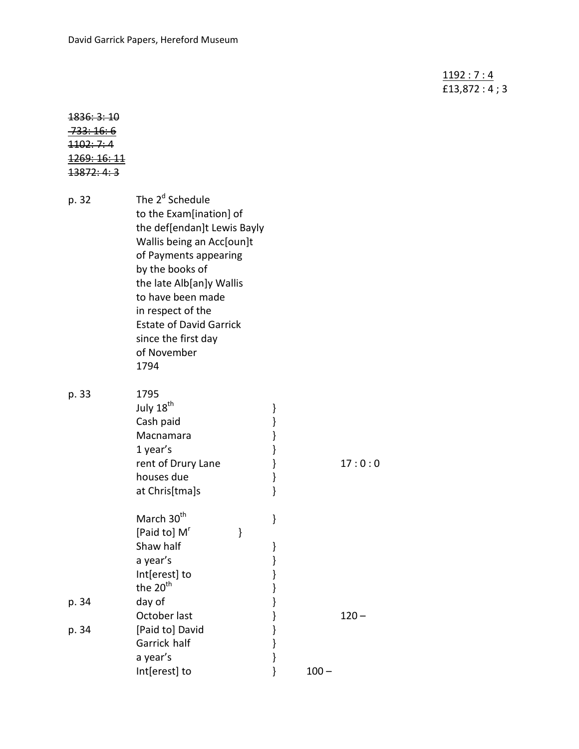1192 : 7 : 4
£13,872 : 4 ; 3

~~1836: 3: 10~~
~~733: 16: 6~~
~~1102: 7: 4~~
~~1269: 16: 11~~
~~13872: 4: 3~~

p. 32 The 2[d] Schedule to the Exam[ination] of the def[endan]t Lewis Bayly Wallis being an Acc[oun]t of Payments appearing by the books of the late Alb[an]y Wallis to have been made in respect of the Estate of David Garrick since the first day of November 1794

p. 33 1795

| | | | |
|---|---|---|---|
| July 18[th] Cash paid Macnamara 1 year's rent of Drury Lane houses due at Chris[tma]s | } | | 17 : 0 : 0 |
| March 30[th] [Paid to] M[r] Shaw half a year's Int[erest] to the 20[th] (p. 34) day of October last | } | | 120 – |
| (p. 34) [Paid to] David Garrick half a year's Int[erest] to | } | 100 – | |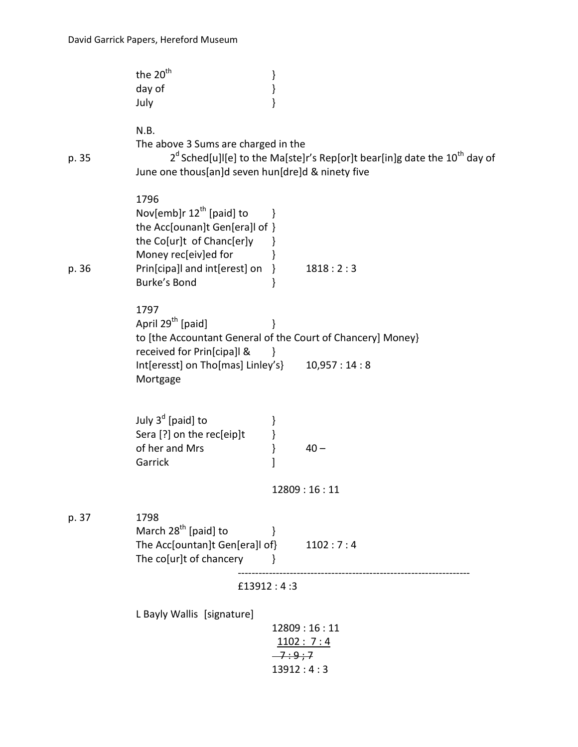the 20th }
day of }
July }

N.B.
The above 3 Sums are charged in the

p. 35 2d Sched[u]l[e] to the Ma[ste]r's Rep[or]t bear[in]g date the 10th day of June one thous[an]d seven hun[dre]d & ninety five

1796
Nov[emb]r 12th [paid] to }
the Acc[ounan]t Gen[era]l of }
the Co[ur]t of Chanc[er]y }
Money rec[eiv]ed for }

p. 36 Prin[cipa]l and int[erest] on } 1818 : 2 : 3
Burke's Bond }

1797
April 29th [paid] }
to [the Accountant General of the Court of Chancery] Money}
received for Prin[cipa]l & }
Int[eresst] on Tho[mas] Linley's} 10,957 : 14 : 8
Mortgage

July 3d [paid] to }
Sera [?] on the rec[eip]t }
of her and Mrs } 40 –
Garrick ]

12809 : 16 : 11

p. 37 1798
March 28th [paid] to }
The Acc[ountan]t Gen[era]l of} 1102 : 7 : 4
The co[ur]t of chancery }

---

£13912 : 4 :3

L Bayly Wallis [signature]

12809 : 16 : 11
1102 : 7 : 4
~~7 : 9 ; 7~~
13912 : 4 : 3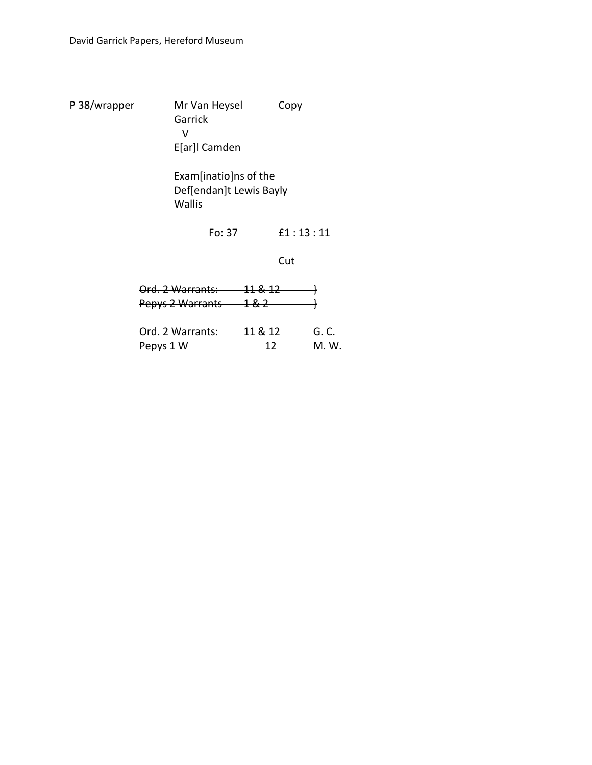P 38/wrapper

Mr Van Heysel    Copy

Garrick
V
E[ar]l Camden

Exam[inatio]ns of the
Def[endan]t Lewis Bayly
Wallis

Fo: 37    £1 : 13 : 11

Cut

~~Ord. 2 Warrants: 11 & 12 }~~
~~Pepys 2 Warrants 1 & 2 }~~

Ord. 2 Warrants: 11 & 12    G. C.
Pepys 1 W    12    M. W.